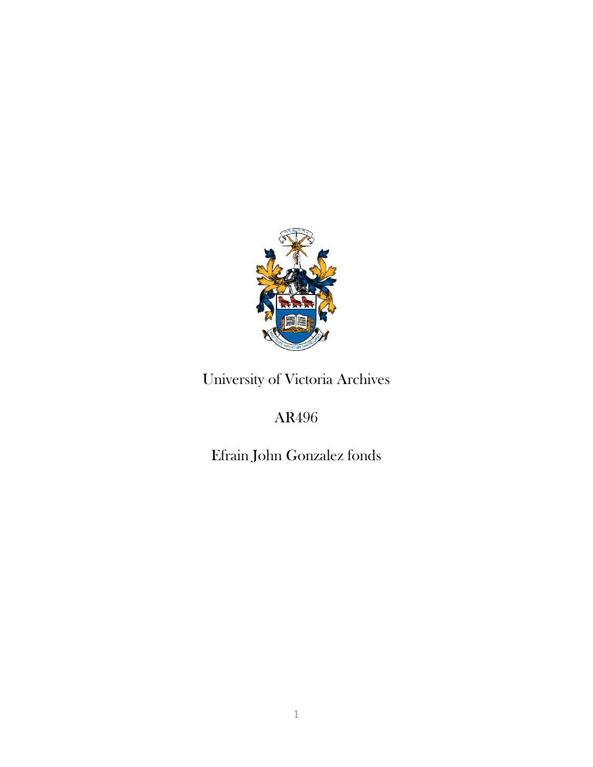University of Victoria Archives

AR496

Efrain John Gonzalez fonds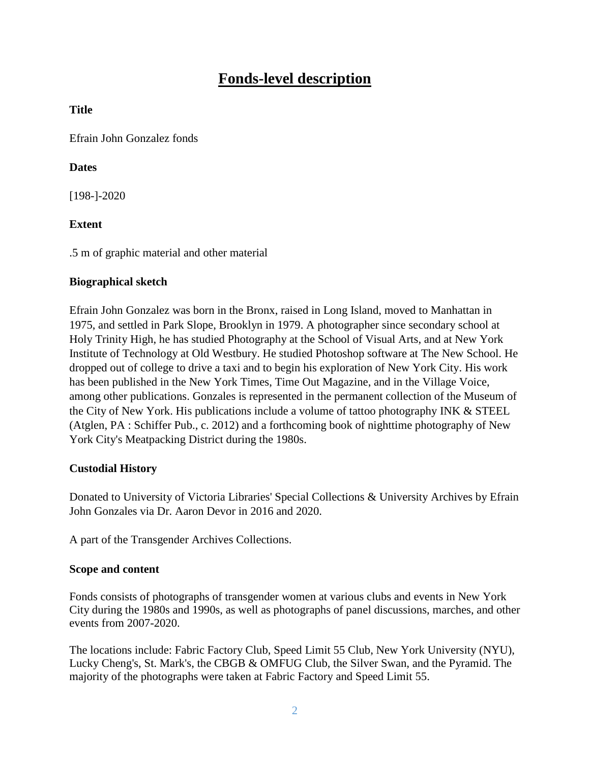# Fonds-level description

**Title**

Efrain John Gonzalez fonds

**Dates**

[198-]-2020

**Extent**

.5 m of graphic material and other material

**Biographical sketch**

Efrain John Gonzalez was born in the Bronx, raised in Long Island, moved to Manhattan in 1975, and settled in Park Slope, Brooklyn in 1979. A photographer since secondary school at Holy Trinity High, he has studied Photography at the School of Visual Arts, and at New York Institute of Technology at Old Westbury. He studied Photoshop software at The New School. He dropped out of college to drive a taxi and to begin his exploration of New York City. His work has been published in the New York Times, Time Out Magazine, and in the Village Voice, among other publications. Gonzales is represented in the permanent collection of the Museum of the City of New York. His publications include a volume of tattoo photography INK & STEEL (Atglen, PA : Schiffer Pub., c. 2012) and a forthcoming book of nighttime photography of New York City's Meatpacking District during the 1980s.

**Custodial History**

Donated to University of Victoria Libraries' Special Collections & University Archives by Efrain John Gonzales via Dr. Aaron Devor in 2016 and 2020.

A part of the Transgender Archives Collections.

**Scope and content**

Fonds consists of photographs of transgender women at various clubs and events in New York City during the 1980s and 1990s, as well as photographs of panel discussions, marches, and other events from 2007-2020.

The locations include: Fabric Factory Club, Speed Limit 55 Club, New York University (NYU), Lucky Cheng's, St. Mark's, the CBGB & OMFUG Club, the Silver Swan, and the Pyramid. The majority of the photographs were taken at Fabric Factory and Speed Limit 55.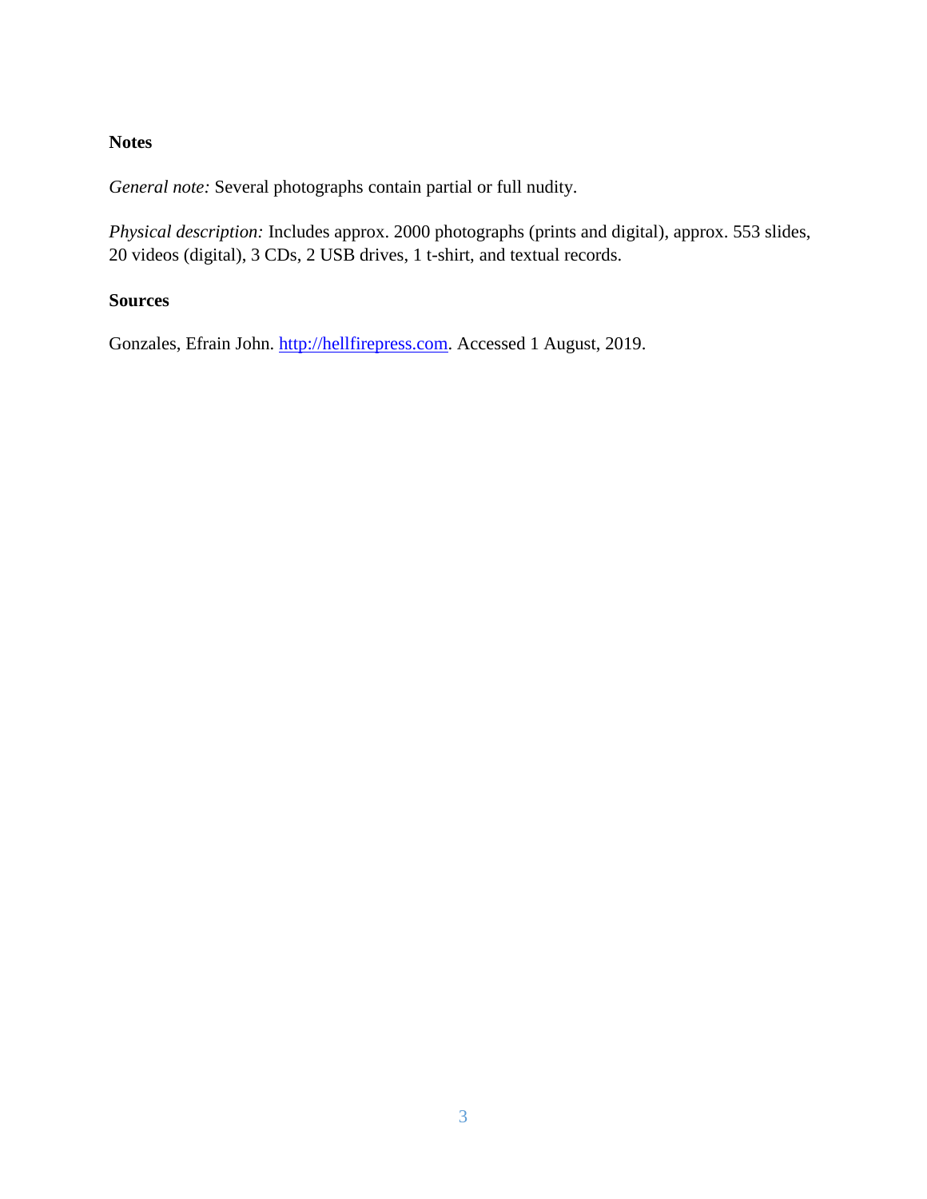**Notes**

*General note:* Several photographs contain partial or full nudity.

*Physical description:* Includes approx. 2000 photographs (prints and digital), approx. 553 slides, 20 videos (digital), 3 CDs, 2 USB drives, 1 t-shirt, and textual records.

**Sources**

Gonzales, Efrain John. [http://hellfirepress.com](http://hellfirepress.com). Accessed 1 August, 2019.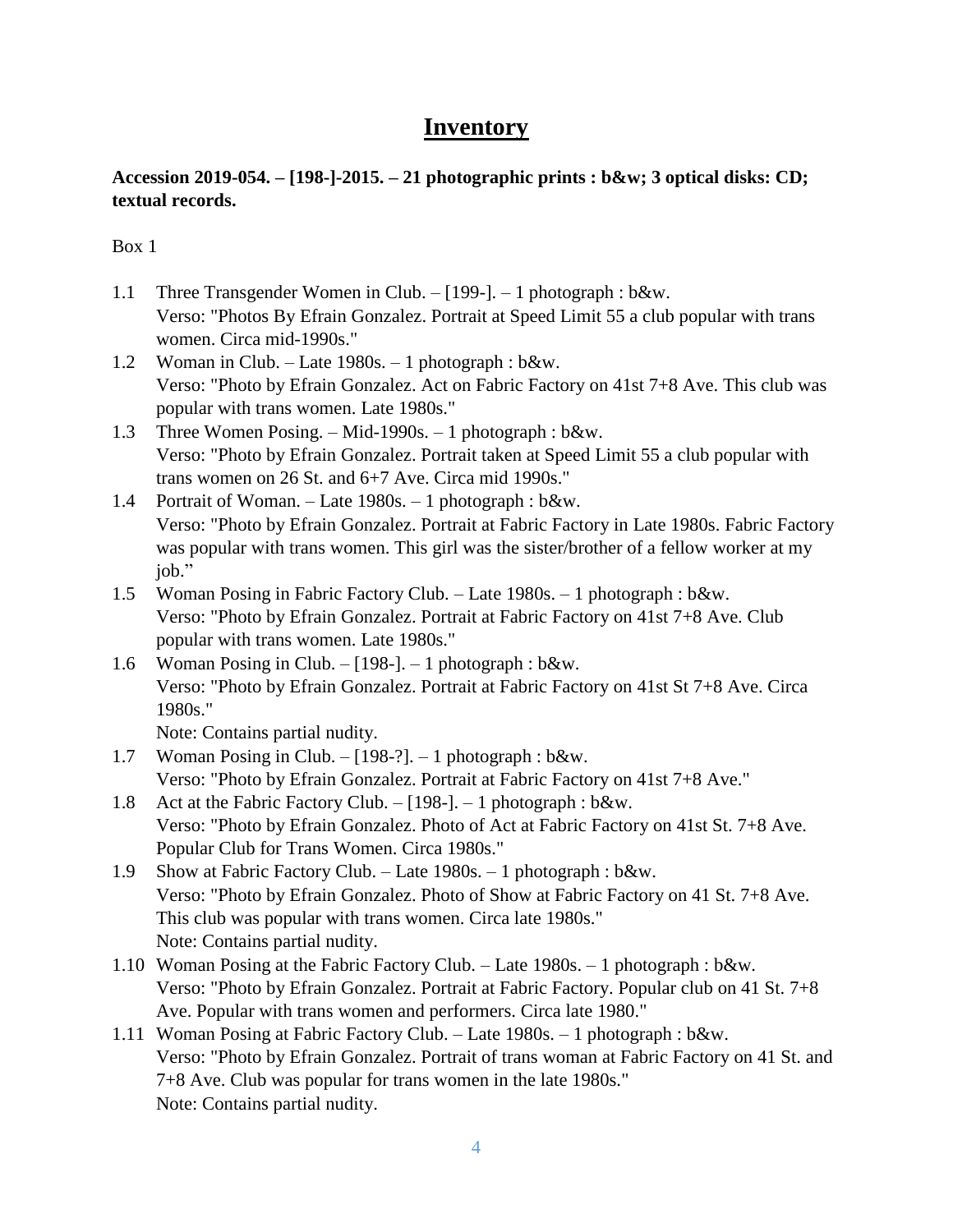## Inventory

**Accession 2019-054. – [198-]-2015. – 21 photographic prints : b&w; 3 optical disks: CD; textual records.**

Box 1

1.1 Three Transgender Women in Club. – [199-]. – 1 photograph : b&w.
Verso: "Photos By Efrain Gonzalez. Portrait at Speed Limit 55 a club popular with trans women. Circa mid-1990s."

1.2 Woman in Club. – Late 1980s. – 1 photograph : b&w.
Verso: "Photo by Efrain Gonzalez. Act on Fabric Factory on 41st 7+8 Ave. This club was popular with trans women. Late 1980s."

1.3 Three Women Posing. – Mid-1990s. – 1 photograph : b&w.
Verso: "Photo by Efrain Gonzalez. Portrait taken at Speed Limit 55 a club popular with trans women on 26 St. and 6+7 Ave. Circa mid 1990s."

1.4 Portrait of Woman. – Late 1980s. – 1 photograph : b&w.
Verso: "Photo by Efrain Gonzalez. Portrait at Fabric Factory in Late 1980s. Fabric Factory was popular with trans women. This girl was the sister/brother of a fellow worker at my job."

1.5 Woman Posing in Fabric Factory Club. – Late 1980s. – 1 photograph : b&w.
Verso: "Photo by Efrain Gonzalez. Portrait at Fabric Factory on 41st 7+8 Ave. Club popular with trans women. Late 1980s."

1.6 Woman Posing in Club. – [198-]. – 1 photograph : b&w.
Verso: "Photo by Efrain Gonzalez. Portrait at Fabric Factory on 41st St 7+8 Ave. Circa 1980s."
Note: Contains partial nudity.

1.7 Woman Posing in Club. – [198-?]. – 1 photograph : b&w.
Verso: "Photo by Efrain Gonzalez. Portrait at Fabric Factory on 41st 7+8 Ave."

1.8 Act at the Fabric Factory Club. – [198-]. – 1 photograph : b&w.
Verso: "Photo by Efrain Gonzalez. Photo of Act at Fabric Factory on 41st St. 7+8 Ave. Popular Club for Trans Women. Circa 1980s."

1.9 Show at Fabric Factory Club. – Late 1980s. – 1 photograph : b&w.
Verso: "Photo by Efrain Gonzalez. Photo of Show at Fabric Factory on 41 St. 7+8 Ave. This club was popular with trans women. Circa late 1980s."
Note: Contains partial nudity.

1.10 Woman Posing at the Fabric Factory Club. – Late 1980s. – 1 photograph : b&w.
Verso: "Photo by Efrain Gonzalez. Portrait at Fabric Factory. Popular club on 41 St. 7+8 Ave. Popular with trans women and performers. Circa late 1980."

1.11 Woman Posing at Fabric Factory Club. – Late 1980s. – 1 photograph : b&w.
Verso: "Photo by Efrain Gonzalez. Portrait of trans woman at Fabric Factory on 41 St. and 7+8 Ave. Club was popular for trans women in the late 1980s."
Note: Contains partial nudity.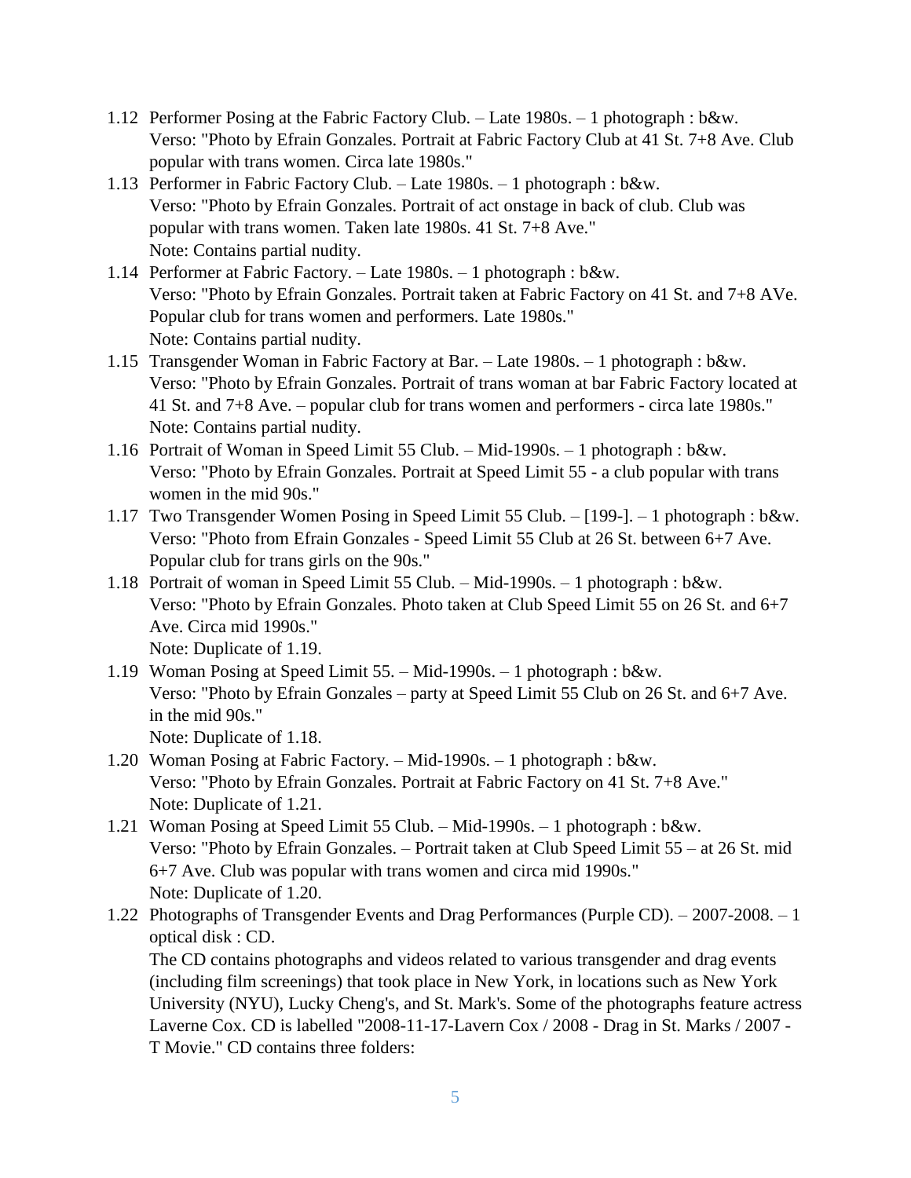1.12 Performer Posing at the Fabric Factory Club. – Late 1980s. – 1 photograph : b&w.
Verso: "Photo by Efrain Gonzales. Portrait at Fabric Factory Club at 41 St. 7+8 Ave. Club popular with trans women. Circa late 1980s."

1.13 Performer in Fabric Factory Club. – Late 1980s. – 1 photograph : b&w.
Verso: "Photo by Efrain Gonzales. Portrait of act onstage in back of club. Club was popular with trans women. Taken late 1980s. 41 St. 7+8 Ave."
Note: Contains partial nudity.

1.14 Performer at Fabric Factory. – Late 1980s. – 1 photograph : b&w.
Verso: "Photo by Efrain Gonzales. Portrait taken at Fabric Factory on 41 St. and 7+8 AVe. Popular club for trans women and performers. Late 1980s."
Note: Contains partial nudity.

1.15 Transgender Woman in Fabric Factory at Bar. – Late 1980s. – 1 photograph : b&w.
Verso: "Photo by Efrain Gonzales. Portrait of trans woman at bar Fabric Factory located at 41 St. and 7+8 Ave. – popular club for trans women and performers - circa late 1980s."
Note: Contains partial nudity.

1.16 Portrait of Woman in Speed Limit 55 Club. – Mid-1990s. – 1 photograph : b&w.
Verso: "Photo by Efrain Gonzales. Portrait at Speed Limit 55 - a club popular with trans women in the mid 90s."

1.17 Two Transgender Women Posing in Speed Limit 55 Club. – [199-]. – 1 photograph : b&w.
Verso: "Photo from Efrain Gonzales - Speed Limit 55 Club at 26 St. between 6+7 Ave. Popular club for trans girls on the 90s."

1.18 Portrait of woman in Speed Limit 55 Club. – Mid-1990s. – 1 photograph : b&w.
Verso: "Photo by Efrain Gonzales. Photo taken at Club Speed Limit 55 on 26 St. and 6+7 Ave. Circa mid 1990s."
Note: Duplicate of 1.19.

1.19 Woman Posing at Speed Limit 55. – Mid-1990s. – 1 photograph : b&w.
Verso: "Photo by Efrain Gonzales – party at Speed Limit 55 Club on 26 St. and 6+7 Ave. in the mid 90s."
Note: Duplicate of 1.18.

1.20 Woman Posing at Fabric Factory. – Mid-1990s. – 1 photograph : b&w.
Verso: "Photo by Efrain Gonzales. Portrait at Fabric Factory on 41 St. 7+8 Ave."
Note: Duplicate of 1.21.

1.21 Woman Posing at Speed Limit 55 Club. – Mid-1990s. – 1 photograph : b&w.
Verso: "Photo by Efrain Gonzales. – Portrait taken at Club Speed Limit 55 – at 26 St. mid 6+7 Ave. Club was popular with trans women and circa mid 1990s."
Note: Duplicate of 1.20.

1.22 Photographs of Transgender Events and Drag Performances (Purple CD). – 2007-2008. – 1 optical disk : CD.
The CD contains photographs and videos related to various transgender and drag events (including film screenings) that took place in New York, in locations such as New York University (NYU), Lucky Cheng's, and St. Mark's. Some of the photographs feature actress Laverne Cox. CD is labelled "2008-11-17-Lavern Cox / 2008 - Drag in St. Marks / 2007 - T Movie." CD contains three folders: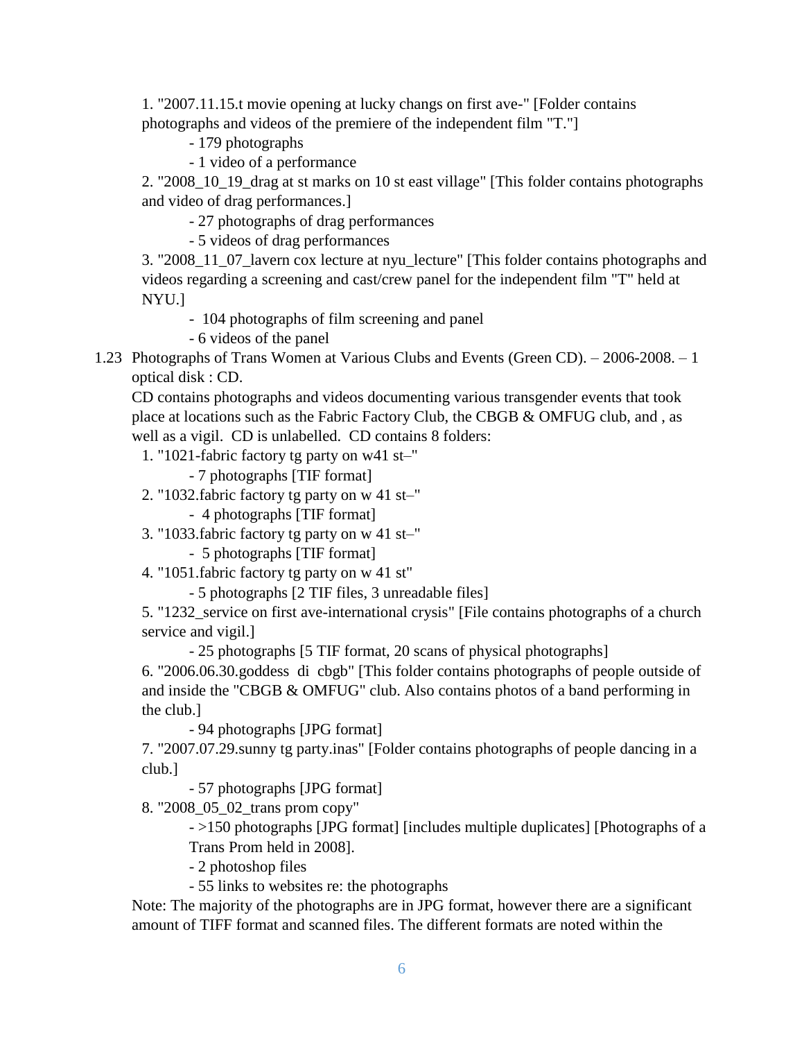1. "2007.11.15.t movie opening at lucky changs on first ave-" [Folder contains photographs and videos of the premiere of the independent film "T."]

    - 179 photographs
    - 1 video of a performance

2. "2008_10_19_drag at st marks on 10 st east village" [This folder contains photographs and video of drag performances.]

    - 27 photographs of drag performances
    - 5 videos of drag performances

3. "2008_11_07_lavern cox lecture at nyu_lecture" [This folder contains photographs and videos regarding a screening and cast/crew panel for the independent film "T" held at NYU.]

    - 104 photographs of film screening and panel
    - 6 videos of the panel

1.23 Photographs of Trans Women at Various Clubs and Events (Green CD). – 2006-2008. – 1 optical disk : CD.

CD contains photographs and videos documenting various transgender events that took place at locations such as the Fabric Factory Club, the CBGB & OMFUG club, and , as well as a vigil. CD is unlabelled. CD contains 8 folders:

1. "1021-fabric factory tg party on w41 st–"

    - 7 photographs [TIF format]

2. "1032.fabric factory tg party on w 41 st–"

    - 4 photographs [TIF format]

3. "1033.fabric factory tg party on w 41 st–"

    - 5 photographs [TIF format]

4. "1051.fabric factory tg party on w 41 st"

    - 5 photographs [2 TIF files, 3 unreadable files]

5. "1232_service on first ave-international crysis" [File contains photographs of a church service and vigil.]

    - 25 photographs [5 TIF format, 20 scans of physical photographs]

6. "2006.06.30.goddess di cbgb" [This folder contains photographs of people outside of and inside the "CBGB & OMFUG" club. Also contains photos of a band performing in the club.]

    - 94 photographs [JPG format]

7. "2007.07.29.sunny tg party.inas" [Folder contains photographs of people dancing in a club.]

    - 57 photographs [JPG format]

8. "2008_05_02_trans prom copy"

    - >150 photographs [JPG format] [includes multiple duplicates] [Photographs of a Trans Prom held in 2008].
    - 2 photoshop files
    - 55 links to websites re: the photographs

Note: The majority of the photographs are in JPG format, however there are a significant amount of TIFF format and scanned files. The different formats are noted within the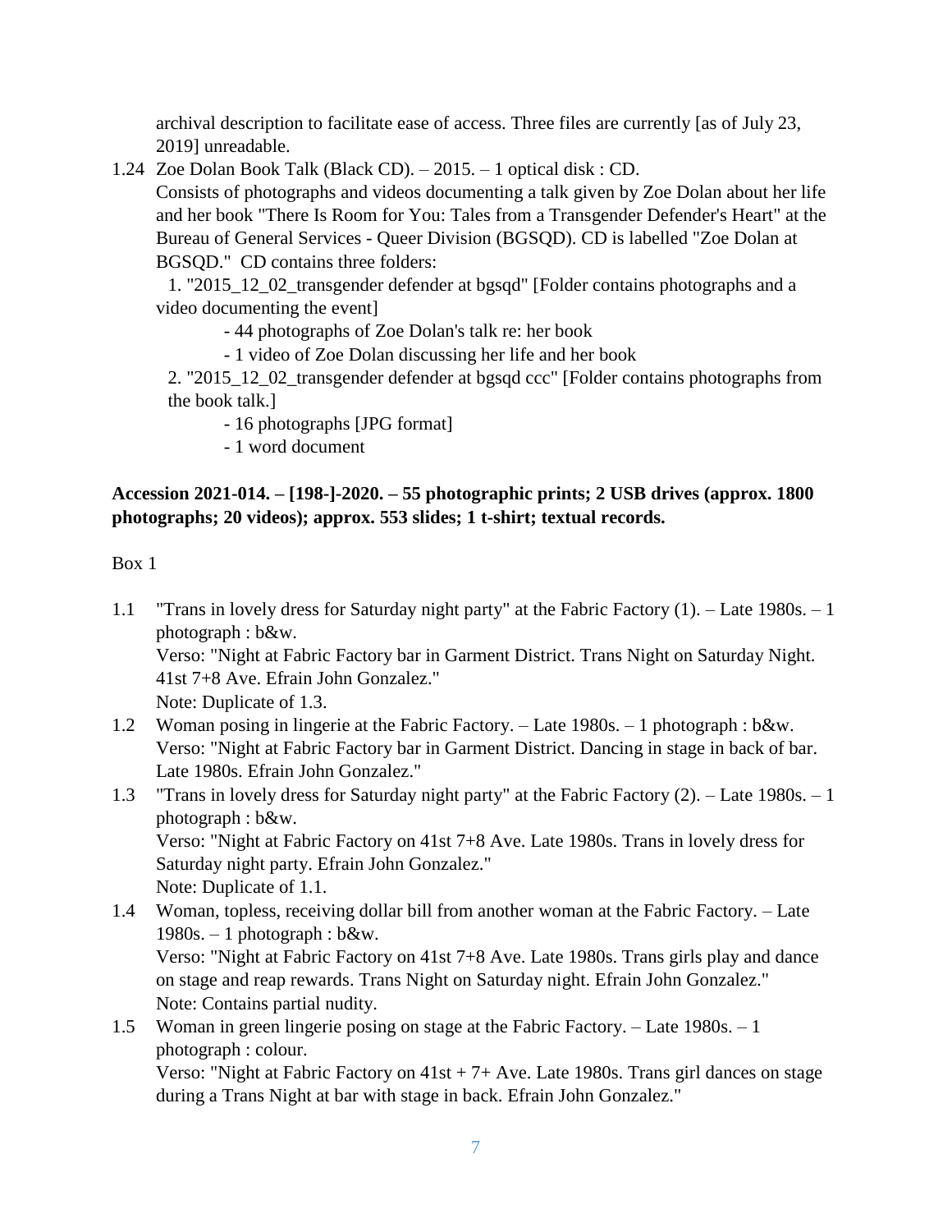archival description to facilitate ease of access. Three files are currently [as of July 23, 2019] unreadable.

1.24 Zoe Dolan Book Talk (Black CD). – 2015. – 1 optical disk : CD.
Consists of photographs and videos documenting a talk given by Zoe Dolan about her life and her book "There Is Room for You: Tales from a Transgender Defender's Heart" at the Bureau of General Services - Queer Division (BGSQD). CD is labelled "Zoe Dolan at BGSQD." CD contains three folders:
1. "2015_12_02_transgender defender at bgsqd" [Folder contains photographs and a video documenting the event]
- 44 photographs of Zoe Dolan's talk re: her book
- 1 video of Zoe Dolan discussing her life and her book
2. "2015_12_02_transgender defender at bgsqd ccc" [Folder contains photographs from the book talk.]
- 16 photographs [JPG format]
- 1 word document

**Accession 2021-014. – [198-]-2020. – 55 photographic prints; 2 USB drives (approx. 1800 photographs; 20 videos); approx. 553 slides; 1 t-shirt; textual records.**

Box 1

1.1 "Trans in lovely dress for Saturday night party" at the Fabric Factory (1). – Late 1980s. – 1 photograph : b&w.
Verso: "Night at Fabric Factory bar in Garment District. Trans Night on Saturday Night. 41st 7+8 Ave. Efrain John Gonzalez."
Note: Duplicate of 1.3.

1.2 Woman posing in lingerie at the Fabric Factory. – Late 1980s. – 1 photograph : b&w.
Verso: "Night at Fabric Factory bar in Garment District. Dancing in stage in back of bar. Late 1980s. Efrain John Gonzalez."

1.3 "Trans in lovely dress for Saturday night party" at the Fabric Factory (2). – Late 1980s. – 1 photograph : b&w.
Verso: "Night at Fabric Factory on 41st 7+8 Ave. Late 1980s. Trans in lovely dress for Saturday night party. Efrain John Gonzalez."
Note: Duplicate of 1.1.

1.4 Woman, topless, receiving dollar bill from another woman at the Fabric Factory. – Late 1980s. – 1 photograph : b&w.
Verso: "Night at Fabric Factory on 41st 7+8 Ave. Late 1980s. Trans girls play and dance on stage and reap rewards. Trans Night on Saturday night. Efrain John Gonzalez."
Note: Contains partial nudity.

1.5 Woman in green lingerie posing on stage at the Fabric Factory. – Late 1980s. – 1 photograph : colour.
Verso: "Night at Fabric Factory on 41st + 7+ Ave. Late 1980s. Trans girl dances on stage during a Trans Night at bar with stage in back. Efrain John Gonzalez."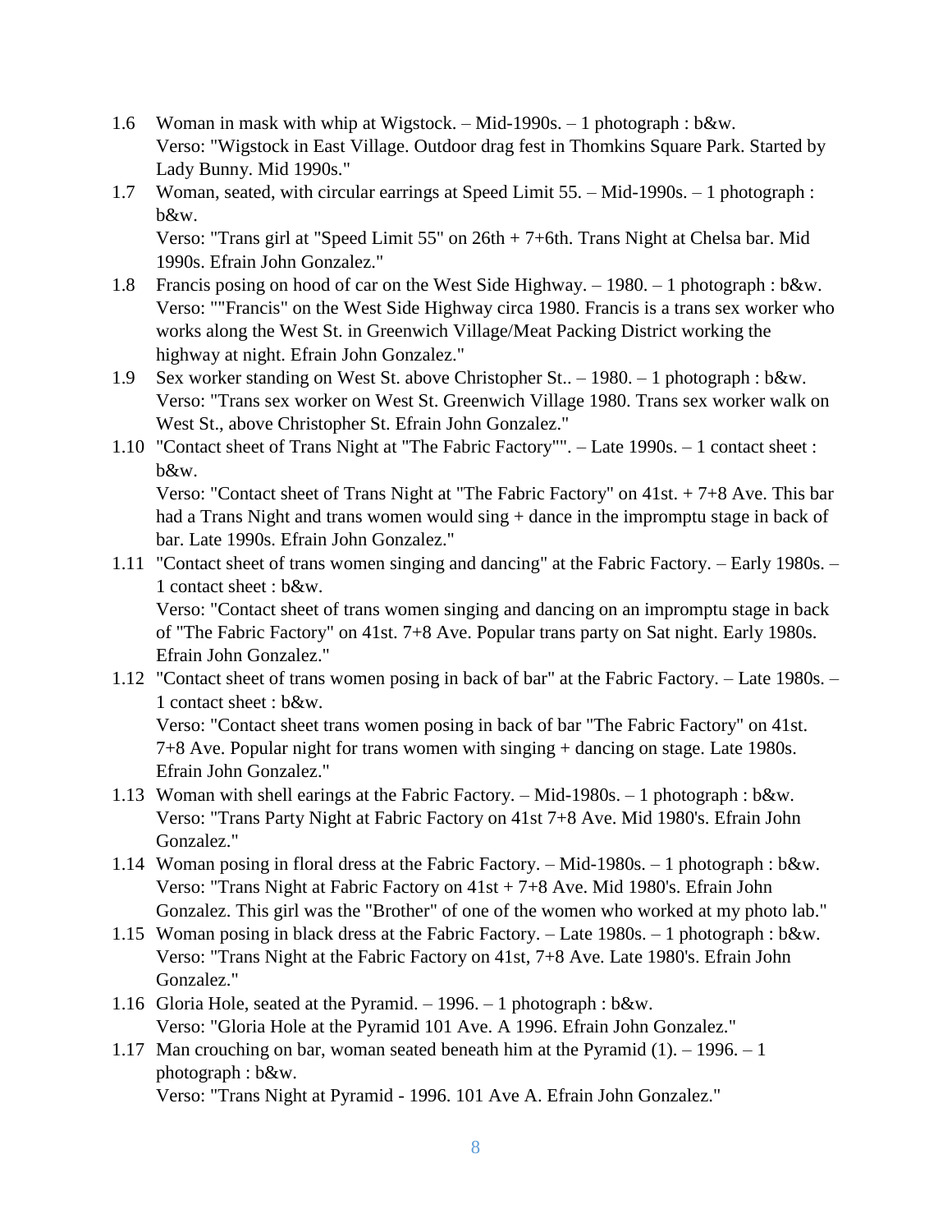1.6 Woman in mask with whip at Wigstock. – Mid-1990s. – 1 photograph : b&w.
Verso: "Wigstock in East Village. Outdoor drag fest in Thomkins Square Park. Started by Lady Bunny. Mid 1990s."

1.7 Woman, seated, with circular earrings at Speed Limit 55. – Mid-1990s. – 1 photograph : b&w.
Verso: "Trans girl at "Speed Limit 55" on 26th + 7+6th. Trans Night at Chelsa bar. Mid 1990s. Efrain John Gonzalez."

1.8 Francis posing on hood of car on the West Side Highway. – 1980. – 1 photograph : b&w.
Verso: ""Francis" on the West Side Highway circa 1980. Francis is a trans sex worker who works along the West St. in Greenwich Village/Meat Packing District working the highway at night. Efrain John Gonzalez."

1.9 Sex worker standing on West St. above Christopher St.. – 1980. – 1 photograph : b&w.
Verso: "Trans sex worker on West St. Greenwich Village 1980. Trans sex worker walk on West St., above Christopher St. Efrain John Gonzalez."

1.10 "Contact sheet of Trans Night at "The Fabric Factory"". – Late 1990s. – 1 contact sheet : b&w.
Verso: "Contact sheet of Trans Night at "The Fabric Factory" on 41st. + 7+8 Ave. This bar had a Trans Night and trans women would sing + dance in the impromptu stage in back of bar. Late 1990s. Efrain John Gonzalez."

1.11 "Contact sheet of trans women singing and dancing" at the Fabric Factory. – Early 1980s. – 1 contact sheet : b&w.
Verso: "Contact sheet of trans women singing and dancing on an impromptu stage in back of "The Fabric Factory" on 41st. 7+8 Ave. Popular trans party on Sat night. Early 1980s. Efrain John Gonzalez."

1.12 "Contact sheet of trans women posing in back of bar" at the Fabric Factory. – Late 1980s. – 1 contact sheet : b&w.
Verso: "Contact sheet trans women posing in back of bar "The Fabric Factory" on 41st. 7+8 Ave. Popular night for trans women with singing + dancing on stage. Late 1980s. Efrain John Gonzalez."

1.13 Woman with shell earings at the Fabric Factory. – Mid-1980s. – 1 photograph : b&w.
Verso: "Trans Party Night at Fabric Factory on 41st 7+8 Ave. Mid 1980's. Efrain John Gonzalez."

1.14 Woman posing in floral dress at the Fabric Factory. – Mid-1980s. – 1 photograph : b&w.
Verso: "Trans Night at Fabric Factory on 41st + 7+8 Ave. Mid 1980's. Efrain John Gonzalez. This girl was the "Brother" of one of the women who worked at my photo lab."

1.15 Woman posing in black dress at the Fabric Factory. – Late 1980s. – 1 photograph : b&w.
Verso: "Trans Night at the Fabric Factory on 41st, 7+8 Ave. Late 1980's. Efrain John Gonzalez."

1.16 Gloria Hole, seated at the Pyramid. – 1996. – 1 photograph : b&w.
Verso: "Gloria Hole at the Pyramid 101 Ave. A 1996. Efrain John Gonzalez."

1.17 Man crouching on bar, woman seated beneath him at the Pyramid (1). – 1996. – 1 photograph : b&w.
Verso: "Trans Night at Pyramid - 1996. 101 Ave A. Efrain John Gonzalez."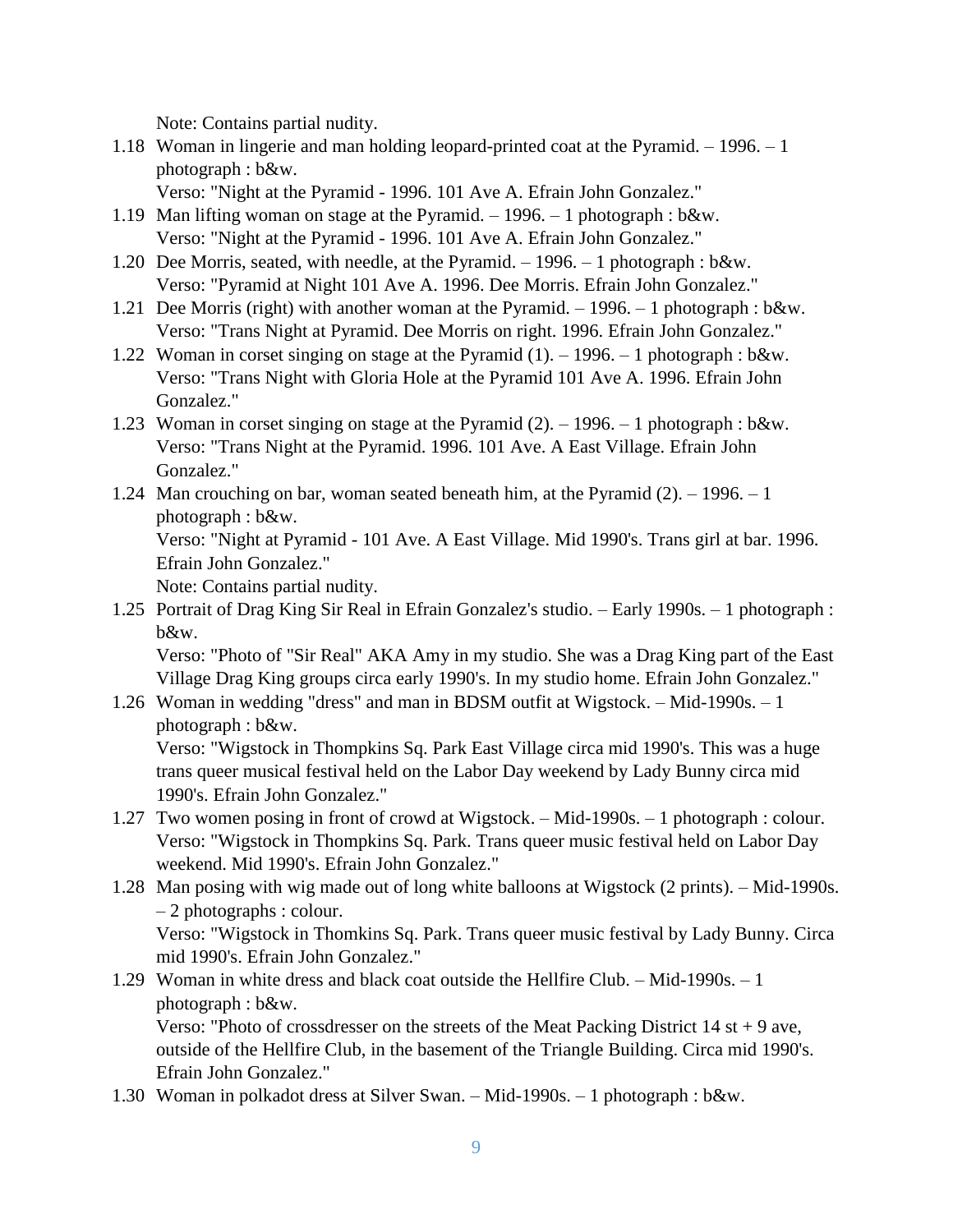Note: Contains partial nudity.

1.18 Woman in lingerie and man holding leopard-printed coat at the Pyramid. – 1996. – 1 photograph : b&w.
Verso: "Night at the Pyramid - 1996. 101 Ave A. Efrain John Gonzalez."

1.19 Man lifting woman on stage at the Pyramid. – 1996. – 1 photograph : b&w.
Verso: "Night at the Pyramid - 1996. 101 Ave A. Efrain John Gonzalez."

1.20 Dee Morris, seated, with needle, at the Pyramid. – 1996. – 1 photograph : b&w.
Verso: "Pyramid at Night 101 Ave A. 1996. Dee Morris. Efrain John Gonzalez."

1.21 Dee Morris (right) with another woman at the Pyramid. – 1996. – 1 photograph : b&w.
Verso: "Trans Night at Pyramid. Dee Morris on right. 1996. Efrain John Gonzalez."

1.22 Woman in corset singing on stage at the Pyramid (1). – 1996. – 1 photograph : b&w.
Verso: "Trans Night with Gloria Hole at the Pyramid 101 Ave A. 1996. Efrain John Gonzalez."

1.23 Woman in corset singing on stage at the Pyramid (2). – 1996. – 1 photograph : b&w.
Verso: "Trans Night at the Pyramid. 1996. 101 Ave. A East Village. Efrain John Gonzalez."

1.24 Man crouching on bar, woman seated beneath him, at the Pyramid (2). – 1996. – 1 photograph : b&w.
Verso: "Night at Pyramid - 101 Ave. A East Village. Mid 1990's. Trans girl at bar. 1996. Efrain John Gonzalez."
Note: Contains partial nudity.

1.25 Portrait of Drag King Sir Real in Efrain Gonzalez's studio. – Early 1990s. – 1 photograph : b&w.
Verso: "Photo of "Sir Real" AKA Amy in my studio. She was a Drag King part of the East Village Drag King groups circa early 1990's. In my studio home. Efrain John Gonzalez."

1.26 Woman in wedding "dress" and man in BDSM outfit at Wigstock. – Mid-1990s. – 1 photograph : b&w.
Verso: "Wigstock in Thompkins Sq. Park East Village circa mid 1990's. This was a huge trans queer musical festival held on the Labor Day weekend by Lady Bunny circa mid 1990's. Efrain John Gonzalez."

1.27 Two women posing in front of crowd at Wigstock. – Mid-1990s. – 1 photograph : colour.
Verso: "Wigstock in Thompkins Sq. Park. Trans queer music festival held on Labor Day weekend. Mid 1990's. Efrain John Gonzalez."

1.28 Man posing with wig made out of long white balloons at Wigstock (2 prints). – Mid-1990s. – 2 photographs : colour.
Verso: "Wigstock in Thomkins Sq. Park. Trans queer music festival by Lady Bunny. Circa mid 1990's. Efrain John Gonzalez."

1.29 Woman in white dress and black coat outside the Hellfire Club. – Mid-1990s. – 1 photograph : b&w.
Verso: "Photo of crossdresser on the streets of the Meat Packing District 14 st + 9 ave, outside of the Hellfire Club, in the basement of the Triangle Building. Circa mid 1990's. Efrain John Gonzalez."

1.30 Woman in polkadot dress at Silver Swan. – Mid-1990s. – 1 photograph : b&w.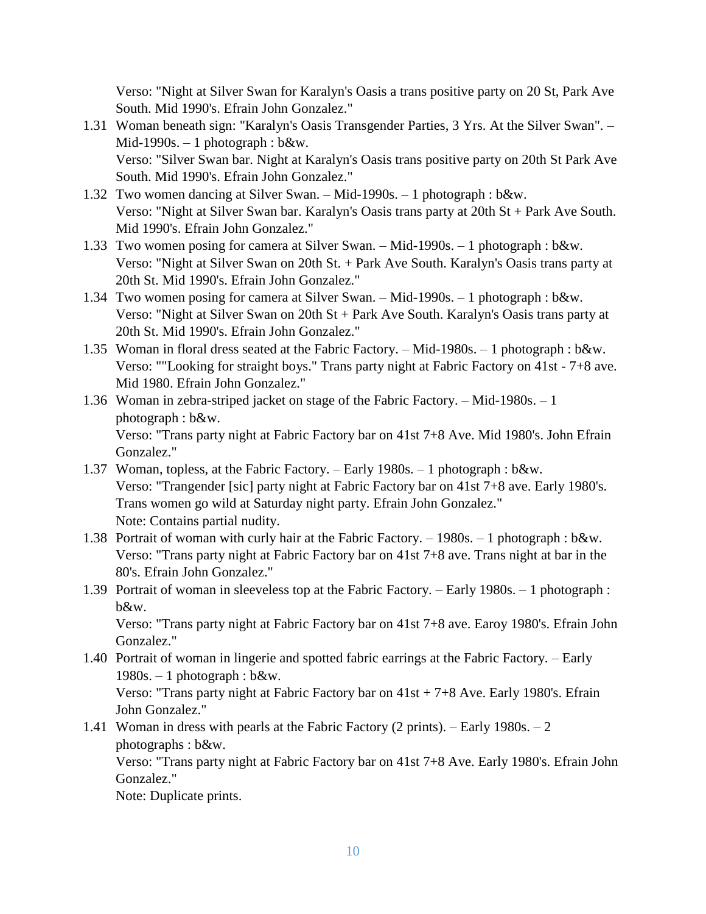Verso: "Night at Silver Swan for Karalyn's Oasis a trans positive party on 20 St, Park Ave South. Mid 1990's. Efrain John Gonzalez."

1.31 Woman beneath sign: "Karalyn's Oasis Transgender Parties, 3 Yrs. At the Silver Swan". – Mid-1990s. – 1 photograph : b&w.
Verso: "Silver Swan bar. Night at Karalyn's Oasis trans positive party on 20th St Park Ave South. Mid 1990's. Efrain John Gonzalez."

1.32 Two women dancing at Silver Swan. – Mid-1990s. – 1 photograph : b&w.
Verso: "Night at Silver Swan bar. Karalyn's Oasis trans party at 20th St + Park Ave South. Mid 1990's. Efrain John Gonzalez."

1.33 Two women posing for camera at Silver Swan. – Mid-1990s. – 1 photograph : b&w.
Verso: "Night at Silver Swan on 20th St. + Park Ave South. Karalyn's Oasis trans party at 20th St. Mid 1990's. Efrain John Gonzalez."

1.34 Two women posing for camera at Silver Swan. – Mid-1990s. – 1 photograph : b&w.
Verso: "Night at Silver Swan on 20th St + Park Ave South. Karalyn's Oasis trans party at 20th St. Mid 1990's. Efrain John Gonzalez."

1.35 Woman in floral dress seated at the Fabric Factory. – Mid-1980s. – 1 photograph : b&w.
Verso: ""Looking for straight boys." Trans party night at Fabric Factory on 41st - 7+8 ave. Mid 1980. Efrain John Gonzalez."

1.36 Woman in zebra-striped jacket on stage of the Fabric Factory. – Mid-1980s. – 1 photograph : b&w.
Verso: "Trans party night at Fabric Factory bar on 41st 7+8 Ave. Mid 1980's. John Efrain Gonzalez."

1.37 Woman, topless, at the Fabric Factory. – Early 1980s. – 1 photograph : b&w.
Verso: "Trangender [sic] party night at Fabric Factory bar on 41st 7+8 ave. Early 1980's. Trans women go wild at Saturday night party. Efrain John Gonzalez."
Note: Contains partial nudity.

1.38 Portrait of woman with curly hair at the Fabric Factory. – 1980s. – 1 photograph : b&w.
Verso: "Trans party night at Fabric Factory bar on 41st 7+8 ave. Trans night at bar in the 80's. Efrain John Gonzalez."

1.39 Portrait of woman in sleeveless top at the Fabric Factory. – Early 1980s. – 1 photograph : b&w.
Verso: "Trans party night at Fabric Factory bar on 41st 7+8 ave. Earoy 1980's. Efrain John Gonzalez."

1.40 Portrait of woman in lingerie and spotted fabric earrings at the Fabric Factory. – Early 1980s. – 1 photograph : b&w.
Verso: "Trans party night at Fabric Factory bar on 41st + 7+8 Ave. Early 1980's. Efrain John Gonzalez."

1.41 Woman in dress with pearls at the Fabric Factory (2 prints). – Early 1980s. – 2 photographs : b&w.
Verso: "Trans party night at Fabric Factory bar on 41st 7+8 Ave. Early 1980's. Efrain John Gonzalez."
Note: Duplicate prints.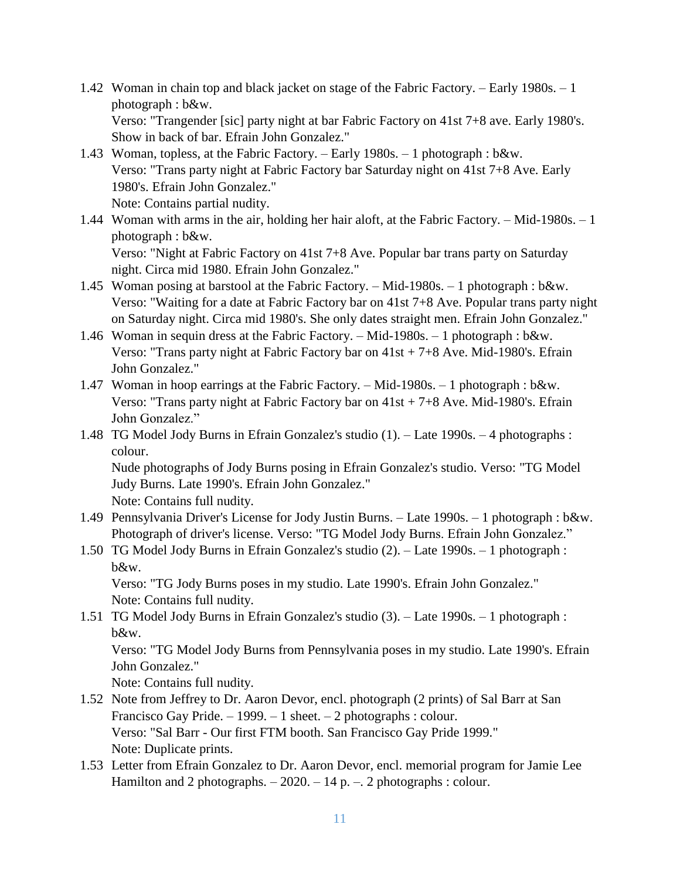1.42 Woman in chain top and black jacket on stage of the Fabric Factory. – Early 1980s. – 1 photograph : b&w.
Verso: "Trangender [sic] party night at bar Fabric Factory on 41st 7+8 ave. Early 1980's. Show in back of bar. Efrain John Gonzalez."

1.43 Woman, topless, at the Fabric Factory. – Early 1980s. – 1 photograph : b&w.
Verso: "Trans party night at Fabric Factory bar Saturday night on 41st 7+8 Ave. Early 1980's. Efrain John Gonzalez."
Note: Contains partial nudity.

1.44 Woman with arms in the air, holding her hair aloft, at the Fabric Factory. – Mid-1980s. – 1 photograph : b&w.
Verso: "Night at Fabric Factory on 41st 7+8 Ave. Popular bar trans party on Saturday night. Circa mid 1980. Efrain John Gonzalez."

1.45 Woman posing at barstool at the Fabric Factory. – Mid-1980s. – 1 photograph : b&w.
Verso: "Waiting for a date at Fabric Factory bar on 41st 7+8 Ave. Popular trans party night on Saturday night. Circa mid 1980's. She only dates straight men. Efrain John Gonzalez."

1.46 Woman in sequin dress at the Fabric Factory. – Mid-1980s. – 1 photograph : b&w.
Verso: "Trans party night at Fabric Factory bar on 41st + 7+8 Ave. Mid-1980's. Efrain John Gonzalez."

1.47 Woman in hoop earrings at the Fabric Factory. – Mid-1980s. – 1 photograph : b&w.
Verso: "Trans party night at Fabric Factory bar on 41st + 7+8 Ave. Mid-1980's. Efrain John Gonzalez."

1.48 TG Model Jody Burns in Efrain Gonzalez's studio (1). – Late 1990s. – 4 photographs : colour.
Nude photographs of Jody Burns posing in Efrain Gonzalez's studio. Verso: "TG Model Judy Burns. Late 1990's. Efrain John Gonzalez."
Note: Contains full nudity.

1.49 Pennsylvania Driver's License for Jody Justin Burns. – Late 1990s. – 1 photograph : b&w.
Photograph of driver's license. Verso: "TG Model Jody Burns. Efrain John Gonzalez."

1.50 TG Model Jody Burns in Efrain Gonzalez's studio (2). – Late 1990s. – 1 photograph : b&w.
Verso: "TG Jody Burns poses in my studio. Late 1990's. Efrain John Gonzalez."
Note: Contains full nudity.

1.51 TG Model Jody Burns in Efrain Gonzalez's studio (3). – Late 1990s. – 1 photograph : b&w.
Verso: "TG Model Jody Burns from Pennsylvania poses in my studio. Late 1990's. Efrain John Gonzalez."
Note: Contains full nudity.

1.52 Note from Jeffrey to Dr. Aaron Devor, encl. photograph (2 prints) of Sal Barr at San Francisco Gay Pride. – 1999. – 1 sheet. – 2 photographs : colour.
Verso: "Sal Barr - Our first FTM booth. San Francisco Gay Pride 1999."
Note: Duplicate prints.

1.53 Letter from Efrain Gonzalez to Dr. Aaron Devor, encl. memorial program for Jamie Lee Hamilton and 2 photographs. – 2020. – 14 p. –. 2 photographs : colour.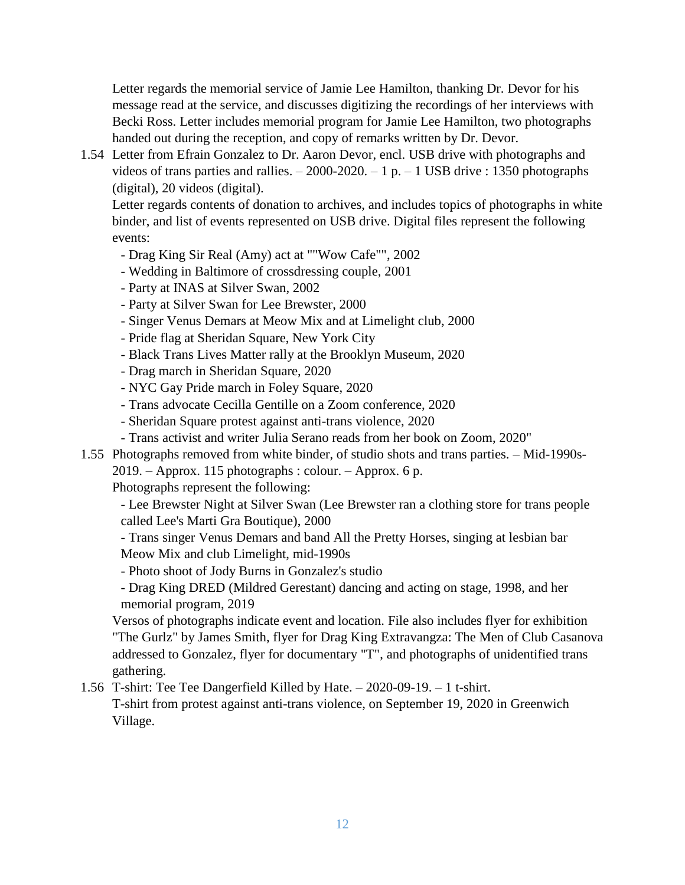Letter regards the memorial service of Jamie Lee Hamilton, thanking Dr. Devor for his message read at the service, and discusses digitizing the recordings of her interviews with Becki Ross. Letter includes memorial program for Jamie Lee Hamilton, two photographs handed out during the reception, and copy of remarks written by Dr. Devor.

1.54 Letter from Efrain Gonzalez to Dr. Aaron Devor, encl. USB drive with photographs and videos of trans parties and rallies. – 2000-2020. – 1 p. – 1 USB drive : 1350 photographs (digital), 20 videos (digital).

Letter regards contents of donation to archives, and includes topics of photographs in white binder, and list of events represented on USB drive. Digital files represent the following events:

- Drag King Sir Real (Amy) act at ""Wow Cafe"", 2002
- Wedding in Baltimore of crossdressing couple, 2001
- Party at INAS at Silver Swan, 2002
- Party at Silver Swan for Lee Brewster, 2000
- Singer Venus Demars at Meow Mix and at Limelight club, 2000
- Pride flag at Sheridan Square, New York City
- Black Trans Lives Matter rally at the Brooklyn Museum, 2020
- Drag march in Sheridan Square, 2020
- NYC Gay Pride march in Foley Square, 2020
- Trans advocate Cecilla Gentille on a Zoom conference, 2020
- Sheridan Square protest against anti-trans violence, 2020
- Trans activist and writer Julia Serano reads from her book on Zoom, 2020"

1.55 Photographs removed from white binder, of studio shots and trans parties. – Mid-1990s-2019. – Approx. 115 photographs : colour. – Approx. 6 p.

Photographs represent the following:

- Lee Brewster Night at Silver Swan (Lee Brewster ran a clothing store for trans people called Lee's Marti Gra Boutique), 2000
- Trans singer Venus Demars and band All the Pretty Horses, singing at lesbian bar Meow Mix and club Limelight, mid-1990s
- Photo shoot of Jody Burns in Gonzalez's studio
- Drag King DRED (Mildred Gerestant) dancing and acting on stage, 1998, and her memorial program, 2019

Versos of photographs indicate event and location. File also includes flyer for exhibition "The Gurlz" by James Smith, flyer for Drag King Extravangza: The Men of Club Casanova addressed to Gonzalez, flyer for documentary "T", and photographs of unidentified trans gathering.

1.56 T-shirt: Tee Tee Dangerfield Killed by Hate. – 2020-09-19. – 1 t-shirt.

T-shirt from protest against anti-trans violence, on September 19, 2020 in Greenwich Village.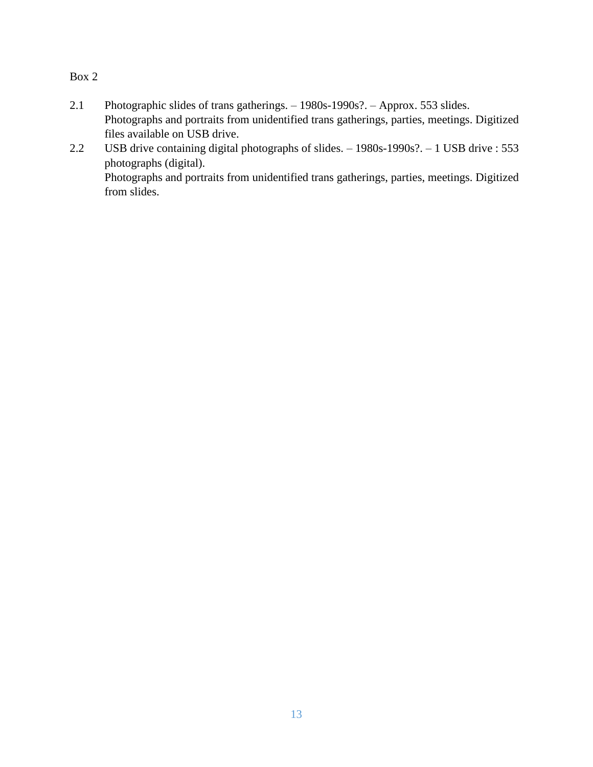Box 2

2.1 Photographic slides of trans gatherings. – 1980s-1990s?. – Approx. 553 slides.
Photographs and portraits from unidentified trans gatherings, parties, meetings. Digitized files available on USB drive.

2.2 USB drive containing digital photographs of slides. – 1980s-1990s?. – 1 USB drive : 553 photographs (digital).
Photographs and portraits from unidentified trans gatherings, parties, meetings. Digitized from slides.